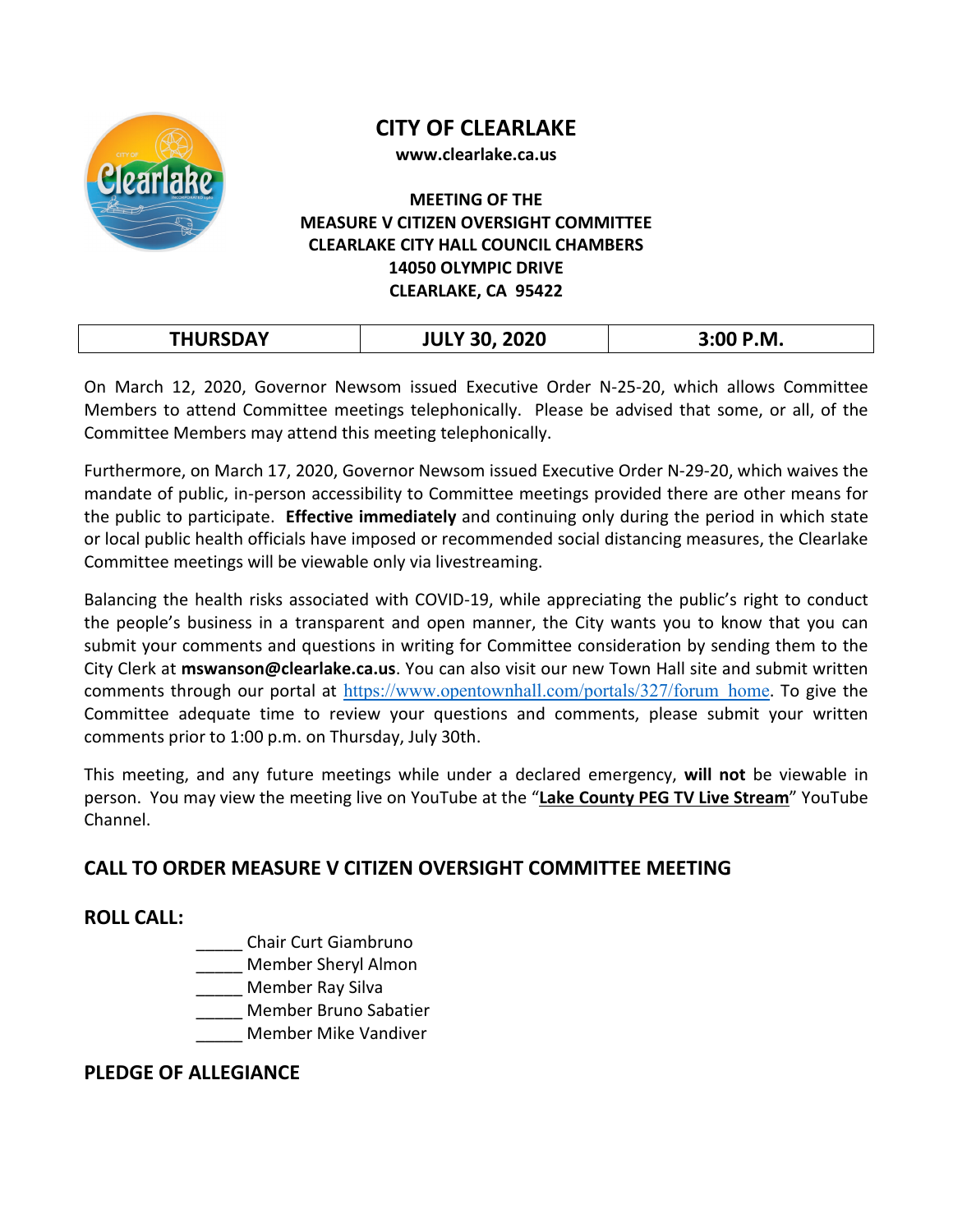# CITY OF CLEARLAKE

**www.clearlake.ca.us**

**MEETING OF THE**
**MEASURE V CITIZEN OVERSIGHT COMMITTEE**
**CLEARLAKE CITY HALL COUNCIL CHAMBERS**
**14050 OLYMPIC DRIVE**
**CLEARLAKE, CA 95422**

| THURSDAY | JULY 30, 2020 | 3:00 P.M. |
| --- | --- | --- |

On March 12, 2020, Governor Newsom issued Executive Order N-25-20, which allows Committee Members to attend Committee meetings telephonically. Please be advised that some, or all, of the Committee Members may attend this meeting telephonically.

Furthermore, on March 17, 2020, Governor Newsom issued Executive Order N-29-20, which waives the mandate of public, in-person accessibility to Committee meetings provided there are other means for the public to participate. **Effective immediately** and continuing only during the period in which state or local public health officials have imposed or recommended social distancing measures, the Clearlake Committee meetings will be viewable only via livestreaming.

Balancing the health risks associated with COVID-19, while appreciating the public's right to conduct the people's business in a transparent and open manner, the City wants you to know that you can submit your comments and questions in writing for Committee consideration by sending them to the City Clerk at **mswanson@clearlake.ca.us**. You can also visit our new Town Hall site and submit written comments through our portal at https://www.opentownhall.com/portals/327/forum_home. To give the Committee adequate time to review your questions and comments, please submit your written comments prior to 1:00 p.m. on Thursday, July 30th.

This meeting, and any future meetings while under a declared emergency, **will not** be viewable in person. You may view the meeting live on YouTube at the "**Lake County PEG TV Live Stream**" YouTube Channel.

## CALL TO ORDER MEASURE V CITIZEN OVERSIGHT COMMITTEE MEETING

## ROLL CALL:

_____ Chair Curt Giambruno
_____ Member Sheryl Almon
_____ Member Ray Silva
_____ Member Bruno Sabatier
_____ Member Mike Vandiver

## PLEDGE OF ALLEGIANCE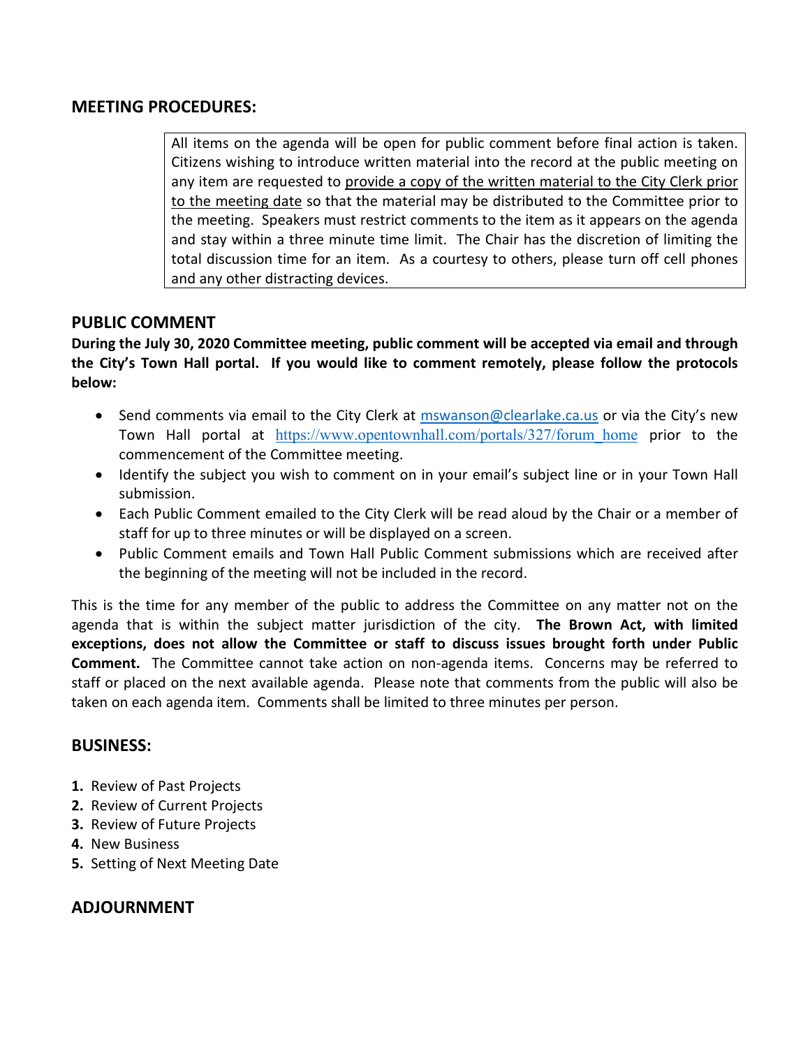## MEETING PROCEDURES:

> All items on the agenda will be open for public comment before final action is taken. Citizens wishing to introduce written material into the record at the public meeting on any item are requested to provide a copy of the written material to the City Clerk prior to the meeting date so that the material may be distributed to the Committee prior to the meeting. Speakers must restrict comments to the item as it appears on the agenda and stay within a three minute time limit. The Chair has the discretion of limiting the total discussion time for an item. As a courtesy to others, please turn off cell phones and any other distracting devices.

## PUBLIC COMMENT

**During the July 30, 2020 Committee meeting, public comment will be accepted via email and through the City's Town Hall portal. If you would like to comment remotely, please follow the protocols below:**

- Send comments via email to the City Clerk at mswanson@clearlake.ca.us or via the City's new Town Hall portal at https://www.opentownhall.com/portals/327/forum_home prior to the commencement of the Committee meeting.
- Identify the subject you wish to comment on in your email's subject line or in your Town Hall submission.
- Each Public Comment emailed to the City Clerk will be read aloud by the Chair or a member of staff for up to three minutes or will be displayed on a screen.
- Public Comment emails and Town Hall Public Comment submissions which are received after the beginning of the meeting will not be included in the record.

This is the time for any member of the public to address the Committee on any matter not on the agenda that is within the subject matter jurisdiction of the city. **The Brown Act, with limited exceptions, does not allow the Committee or staff to discuss issues brought forth under Public Comment.** The Committee cannot take action on non-agenda items. Concerns may be referred to staff or placed on the next available agenda. Please note that comments from the public will also be taken on each agenda item. Comments shall be limited to three minutes per person.

## BUSINESS:

1. Review of Past Projects
2. Review of Current Projects
3. Review of Future Projects
4. New Business
5. Setting of Next Meeting Date

## ADJOURNMENT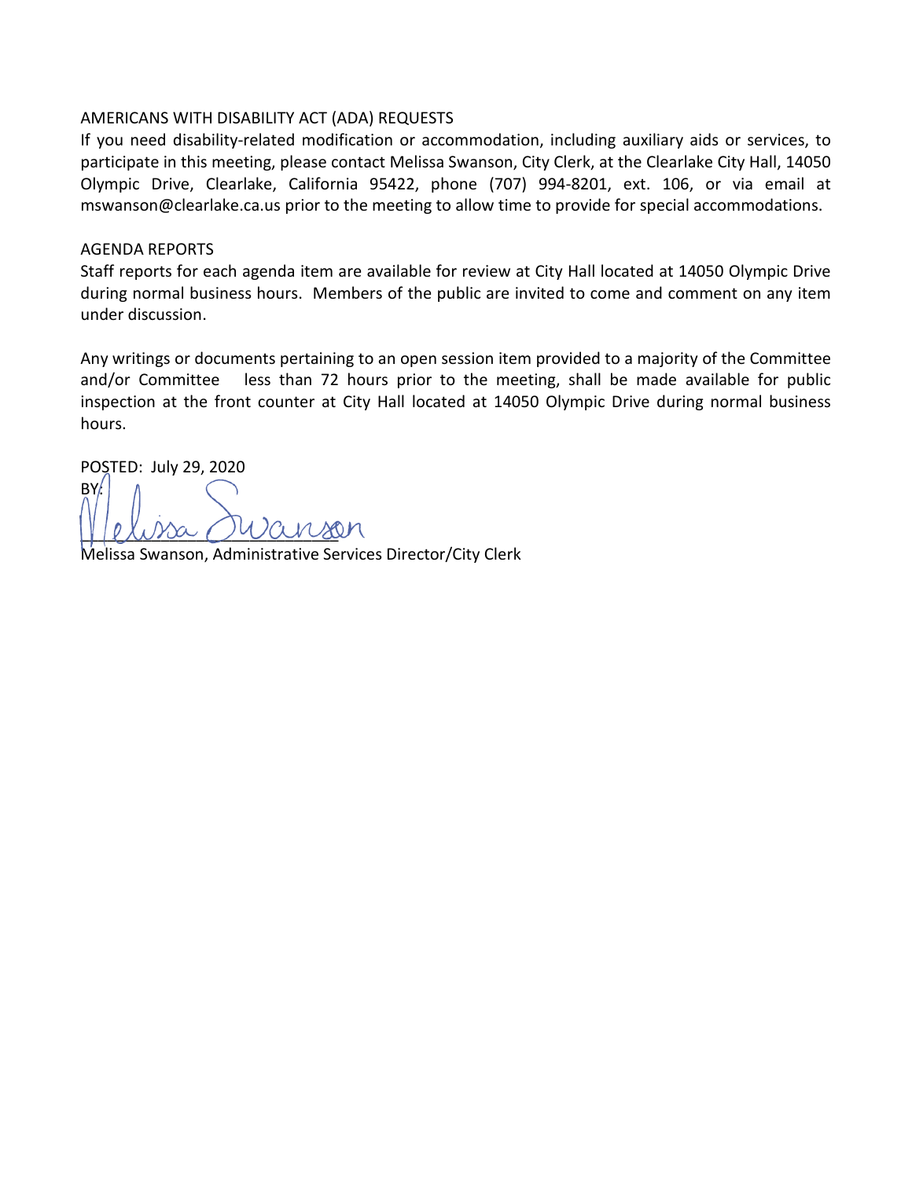AMERICANS WITH DISABILITY ACT (ADA) REQUESTS

If you need disability-related modification or accommodation, including auxiliary aids or services, to participate in this meeting, please contact Melissa Swanson, City Clerk, at the Clearlake City Hall, 14050 Olympic Drive, Clearlake, California 95422, phone (707) 994-8201, ext. 106, or via email at mswanson@clearlake.ca.us prior to the meeting to allow time to provide for special accommodations.

AGENDA REPORTS

Staff reports for each agenda item are available for review at City Hall located at 14050 Olympic Drive during normal business hours. Members of the public are invited to come and comment on any item under discussion.

Any writings or documents pertaining to an open session item provided to a majority of the Committee and/or Committee less than 72 hours prior to the meeting, shall be made available for public inspection at the front counter at City Hall located at 14050 Olympic Drive during normal business hours.

POSTED: July 29, 2020

BY: Melissa Swanson

Melissa Swanson, Administrative Services Director/City Clerk